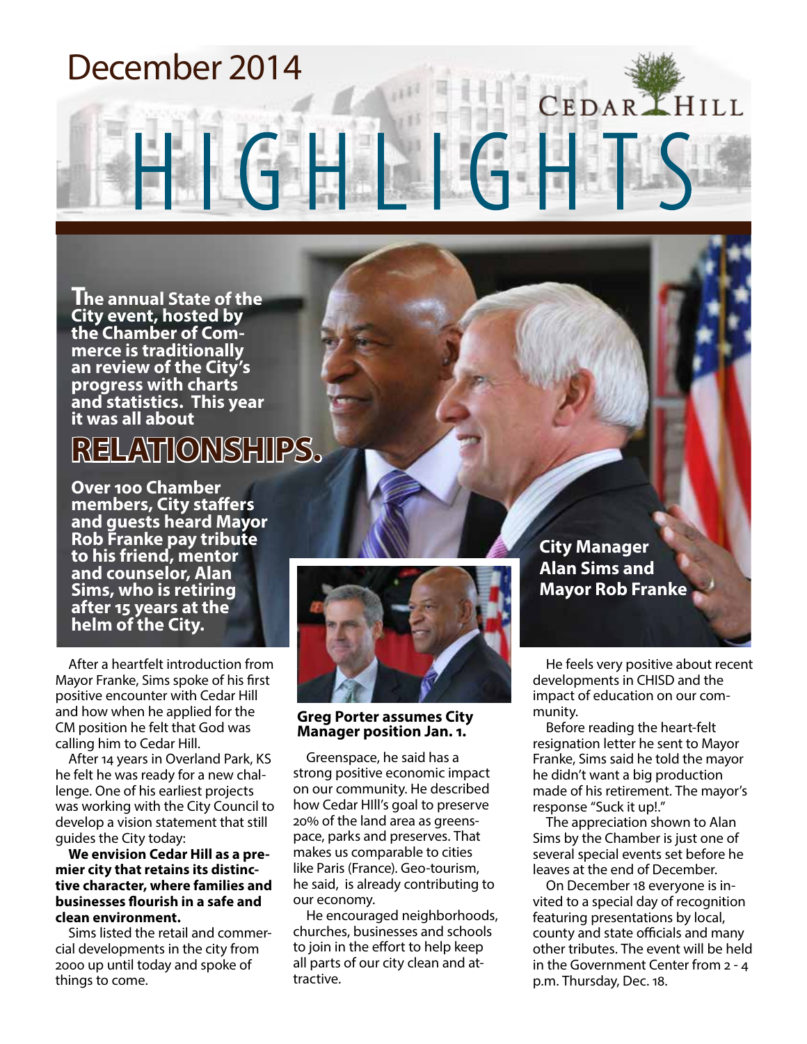December 2014

CEDAR HILL

# HIGHLIGHTS

**The annual State of the City event, hosted by the Chamber of Commerce is traditionally an review of the City's progress with charts and statistics. This year it was all about**

## RELATIONSHIPS.

**Over 100 Chamber members, City staffers and guests heard Mayor Rob Franke pay tribute to his friend, mentor and counselor, Alan Sims, who is retiring after 15 years at the helm of the City.**

**City Manager Alan Sims and Mayor Rob Franke**

After a heartfelt introduction from Mayor Franke, Sims spoke of his first positive encounter with Cedar Hill and how when he applied for the CM position he felt that God was calling him to Cedar Hill.

After 14 years in Overland Park, KS he felt he was ready for a new challenge. One of his earliest projects was working with the City Council to develop a vision statement that still guides the City today:

**We envision Cedar Hill as a premier city that retains its distinctive character, where families and businesses flourish in a safe and clean environment.**

Sims listed the retail and commercial developments in the city from 2000 up until today and spoke of things to come.

**Greg Porter assumes City Manager position Jan. 1.**

Greenspace, he said has a strong positive economic impact on our community. He described how Cedar HIll's goal to preserve 20% of the land area as greenspace, parks and preserves. That makes us comparable to cities like Paris (France). Geo-tourism, he said, is already contributing to our economy.

He encouraged neighborhoods, churches, businesses and schools to join in the effort to help keep all parts of our city clean and attractive.

He feels very positive about recent developments in CHISD and the impact of education on our community.

Before reading the heart-felt resignation letter he sent to Mayor Franke, Sims said he told the mayor he didn't want a big production made of his retirement. The mayor's response "Suck it up!."

The appreciation shown to Alan Sims by the Chamber is just one of several special events set before he leaves at the end of December.

On December 18 everyone is invited to a special day of recognition featuring presentations by local, county and state officials and many other tributes. The event will be held in the Government Center from 2 - 4 p.m. Thursday, Dec. 18.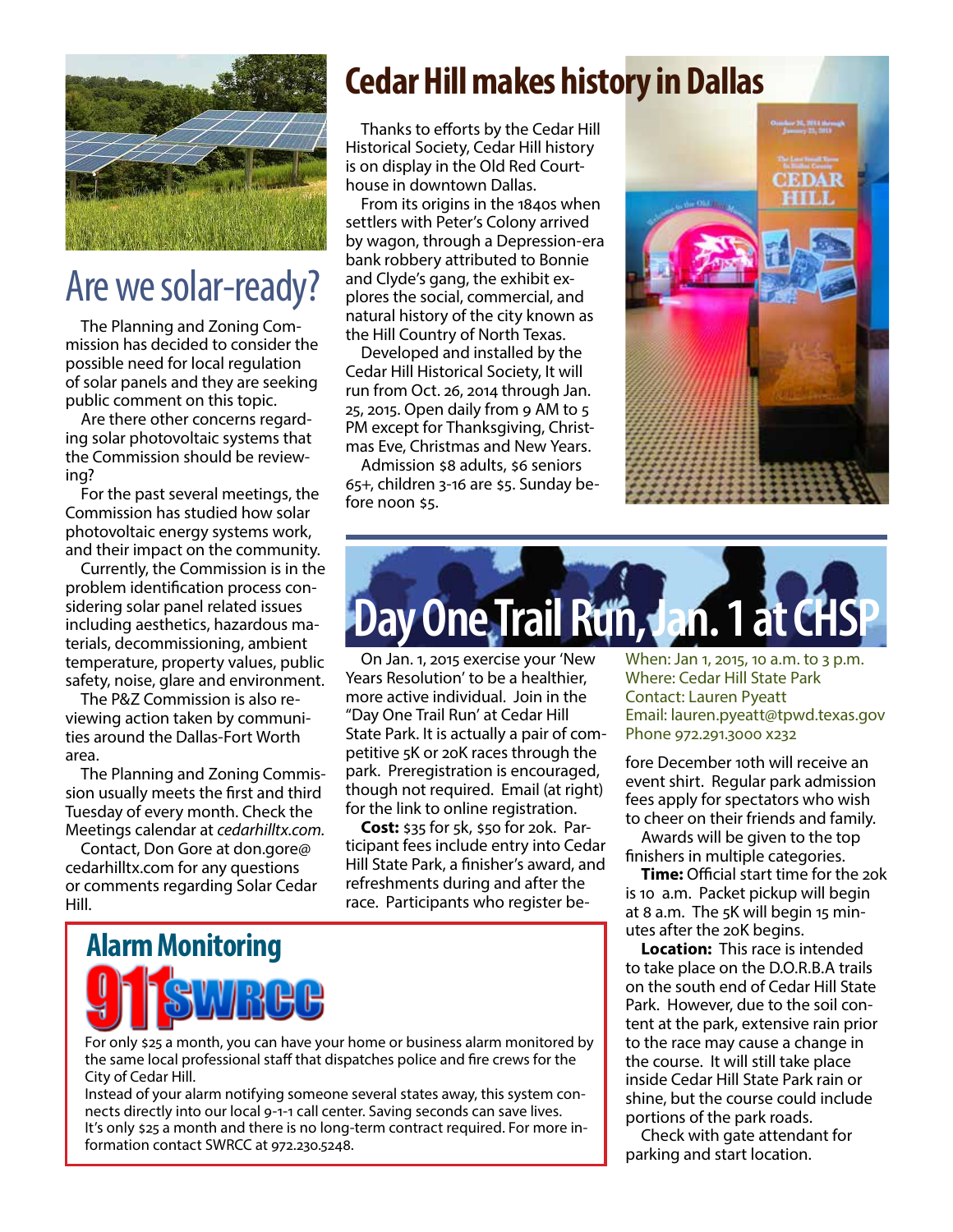## Are we solar-ready?

The Planning and Zoning Commission has decided to consider the possible need for local regulation of solar panels and they are seeking public comment on this topic.

Are there other concerns regarding solar photovoltaic systems that the Commission should be reviewing?

For the past several meetings, the Commission has studied how solar photovoltaic energy systems work, and their impact on the community.

Currently, the Commission is in the problem identification process considering solar panel related issues including aesthetics, hazardous materials, decommissioning, ambient temperature, property values, public safety, noise, glare and environment.

The P&Z Commission is also reviewing action taken by communities around the Dallas-Fort Worth area.

The Planning and Zoning Commission usually meets the first and third Tuesday of every month. Check the Meetings calendar at *cedarhilltx.com.*

Contact, Don Gore at don.gore@cedarhilltx.com for any questions or comments regarding Solar Cedar Hill.

## Cedar Hill makes history in Dallas

Thanks to efforts by the Cedar Hill Historical Society, Cedar Hill history is on display in the Old Red Courthouse in downtown Dallas.

From its origins in the 1840s when settlers with Peter's Colony arrived by wagon, through a Depression-era bank robbery attributed to Bonnie and Clyde's gang, the exhibit explores the social, commercial, and natural history of the city known as the Hill Country of North Texas.

Developed and installed by the Cedar Hill Historical Society, It will run from Oct. 26, 2014 through Jan. 25, 2015. Open daily from 9 AM to 5 PM except for Thanksgiving, Christmas Eve, Christmas and New Years.

Admission $8 adults, $6 seniors 65+, children 3-16 are $5. Sunday before noon $5.

## Day One Trail Run, Jan. 1 at CHSP

On Jan. 1, 2015 exercise your 'New Years Resolution' to be a healthier, more active individual. Join in the "Day One Trail Run" at Cedar Hill State Park. It is actually a pair of competitive 5K or 20K races through the park. Preregistration is encouraged, though not required. Email (at right) for the link to online registration.

**Cost:** $35 for 5k, $50 for 20k. Participant fees include entry into Cedar Hill State Park, a finisher's award, and refreshments during and after the race. Participants who register before December 10th will receive an event shirt. Regular park admission fees apply for spectators who wish to cheer on their friends and family.

When: Jan 1, 2015, 10 a.m. to 3 p.m.
Where: Cedar Hill State Park
Contact: Lauren Pyeatt
Email: lauren.pyeatt@tpwd.texas.gov
Phone 972.291.3000 x232

Awards will be given to the top finishers in multiple categories.

**Time:** Official start time for the 20k is 10 a.m. Packet pickup will begin at 8 a.m. The 5K will begin 15 minutes after the 20K begins.

**Location:** This race is intended to take place on the D.O.R.B.A trails on the south end of Cedar Hill State Park. However, due to the soil content at the park, extensive rain prior to the race may cause a change in the course. It will still take place inside Cedar Hill State Park rain or shine, but the course could include portions of the park roads.

Check with gate attendant for parking and start location.

## Alarm Monitoring

**911 SWRCC**

For only $25 a month, you can have your home or business alarm monitored by the same local professional staff that dispatches police and fire crews for the City of Cedar Hill.

Instead of your alarm notifying someone several states away, this system connects directly into our local 9-1-1 call center. Saving seconds can save lives. It's only $25 a month and there is no long-term contract required. For more information contact SWRCC at 972.230.5248.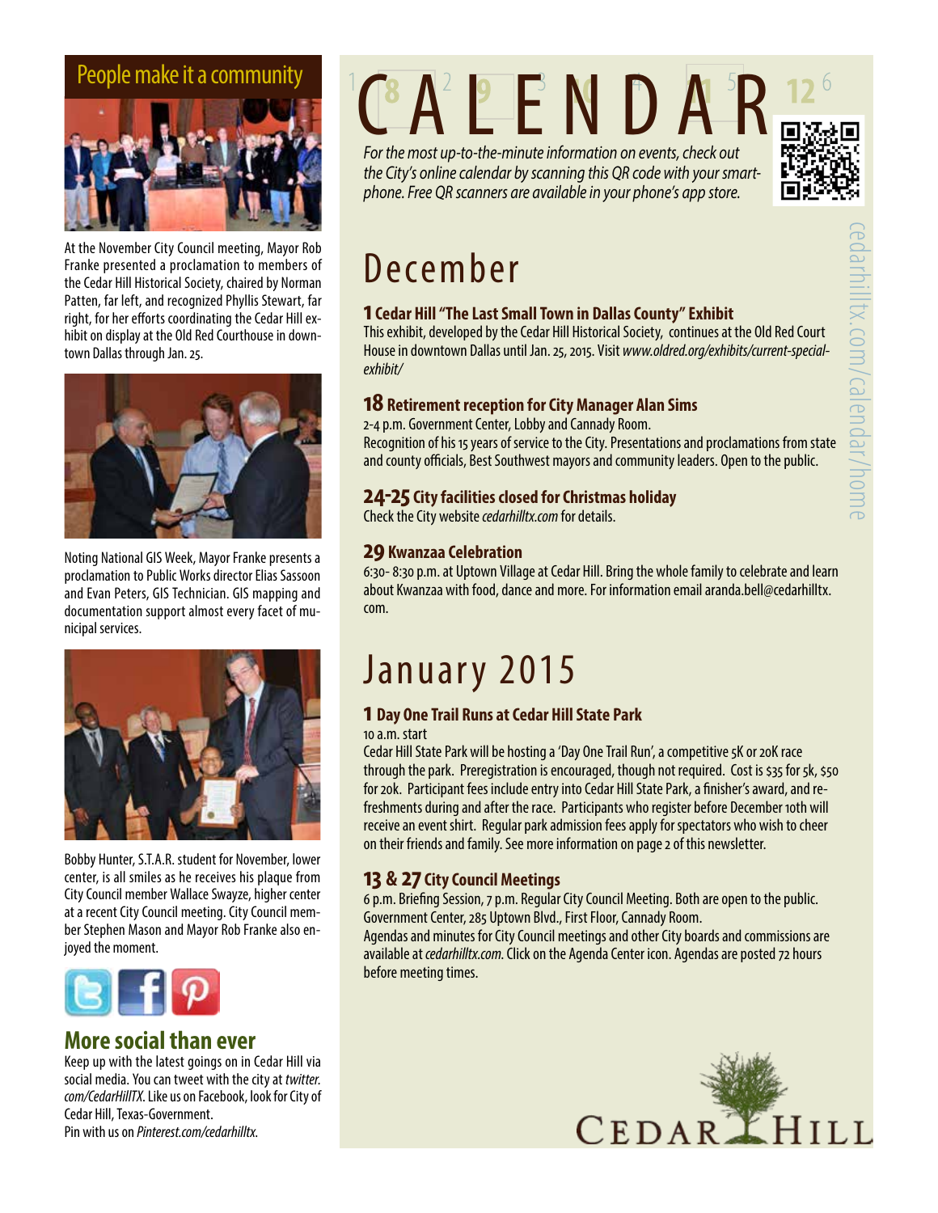## People make it a community

At the November City Council meeting, Mayor Rob Franke presented a proclamation to members of the Cedar Hill Historical Society, chaired by Norman Patten, far left, and recognized Phyllis Stewart, far right, for her efforts coordinating the Cedar Hill exhibit on display at the Old Red Courthouse in downtown Dallas through Jan. 25.

Noting National GIS Week, Mayor Franke presents a proclamation to Public Works director Elias Sassoon and Evan Peters, GIS Technician. GIS mapping and documentation support almost every facet of municipal services.

Bobby Hunter, S.T.A.R. student for November, lower center, is all smiles as he receives his plaque from City Council member Wallace Swayze, higher center at a recent City Council meeting. City Council member Stephen Mason and Mayor Rob Franke also enjoyed the moment.

## More social than ever

Keep up with the latest goings on in Cedar Hill via social media. You can tweet with the city at *twitter.com/CedarHillTX*. Like us on Facebook, look for City of Cedar Hill, Texas-Government.
Pin with us on *Pinterest.com/cedarhilltx.*

# CALENDAR

*For the most up-to-the-minute information on events, check out the City's online calendar by scanning this QR code with your smartphone. Free QR scanners are available in your phone's app store.*

cedarhilltx.com/calendar/home

## December

### 1 Cedar Hill "The Last Small Town in Dallas County" Exhibit

This exhibit, developed by the Cedar Hill Historical Society, continues at the Old Red Court House in downtown Dallas until Jan. 25, 2015. Visit *www.oldred.org/exhibits/current-special-exhibit/*

### 18 Retirement reception for City Manager Alan Sims

2-4 p.m. Government Center, Lobby and Cannady Room.
Recognition of his 15 years of service to the City. Presentations and proclamations from state and county officials, Best Southwest mayors and community leaders. Open to the public.

### 24-25 City facilities closed for Christmas holiday

Check the City website *cedarhilltx.com* for details.

### 29 Kwanzaa Celebration

6:30- 8:30 p.m. at Uptown Village at Cedar Hill. Bring the whole family to celebrate and learn about Kwanzaa with food, dance and more. For information email aranda.bell@cedarhilltx.com.

## January 2015

### 1 Day One Trail Runs at Cedar Hill State Park

10 a.m. start
Cedar Hill State Park will be hosting a 'Day One Trail Run', a competitive 5K or 20K race through the park. Preregistration is encouraged, though not required. Cost is $35 for 5k, $50 for 20k. Participant fees include entry into Cedar Hill State Park, a finisher's award, and refreshments during and after the race. Participants who register before December 10th will receive an event shirt. Regular park admission fees apply for spectators who wish to cheer on their friends and family. See more information on page 2 of this newsletter.

### 13 & 27 City Council Meetings

6 p.m. Briefing Session, 7 p.m. Regular City Council Meeting. Both are open to the public. Government Center, 285 Uptown Blvd., First Floor, Cannady Room.
Agendas and minutes for City Council meetings and other City boards and commissions are available at *cedarhilltx.com.* Click on the Agenda Center icon. Agendas are posted 72 hours before meeting times.

CEDAR HILL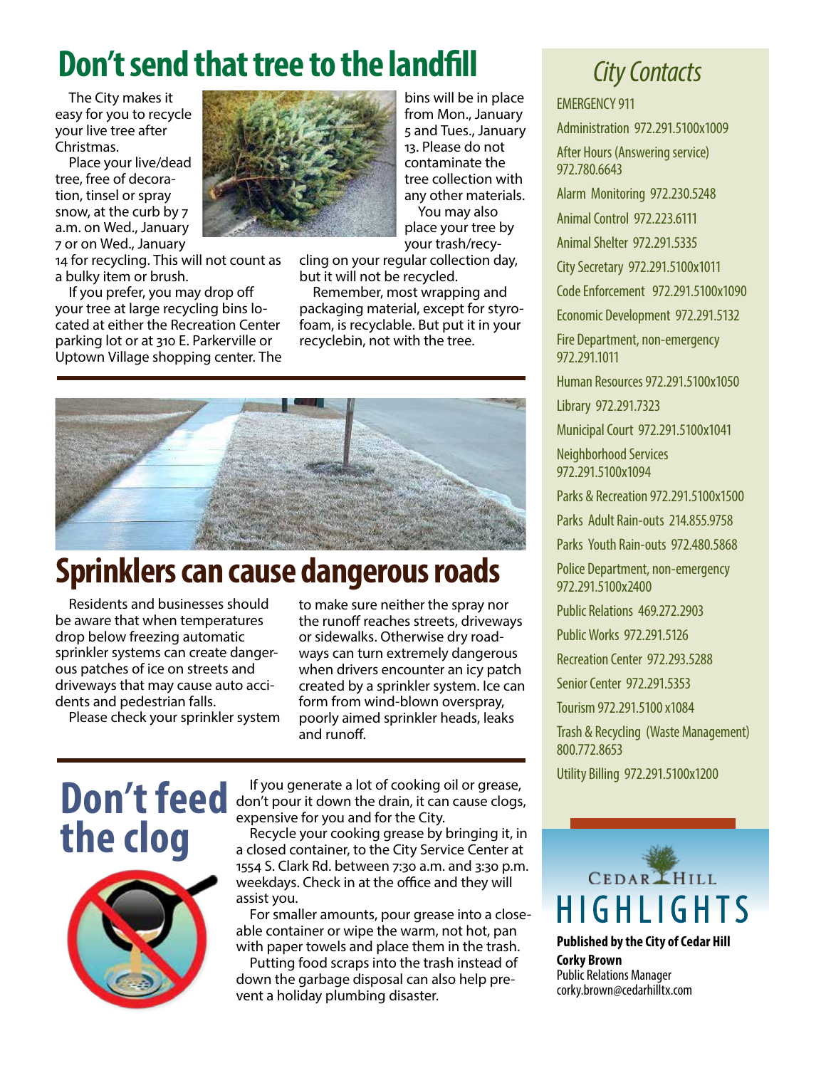# Don't send that tree to the landfill

The City makes it easy for you to recycle your live tree after Christmas.

Place your live/dead tree, free of decoration, tinsel or spray snow, at the curb by 7 a.m. on Wed., January 7 or on Wed., January 14 for recycling. This will not count as a bulky item or brush.

If you prefer, you may drop off your tree at large recycling bins located at either the Recreation Center parking lot or at 310 E. Parkerville or Uptown Village shopping center. The bins will be in place from Mon., January 5 and Tues., January 13. Please do not contaminate the tree collection with any other materials.

You may also place your tree by your trash/recycling on your regular collection day, but it will not be recycled.

Remember, most wrapping and packaging material, except for styrofoam, is recyclable. But put it in your recyclebin, not with the tree.

# Sprinklers can cause dangerous roads

Residents and businesses should be aware that when temperatures drop below freezing automatic sprinkler systems can create dangerous patches of ice on streets and driveways that may cause auto accidents and pedestrian falls.

Please check your sprinkler system to make sure neither the spray nor the runoff reaches streets, driveways or sidewalks. Otherwise dry roadways can turn extremely dangerous when drivers encounter an icy patch created by a sprinkler system. Ice can form from wind-blown overspray, poorly aimed sprinkler heads, leaks and runoff.

# Don't feed the clog

If you generate a lot of cooking oil or grease, don't pour it down the drain, it can cause clogs, expensive for you and for the City.

Recycle your cooking grease by bringing it, in a closed container, to the City Service Center at 1554 S. Clark Rd. between 7:30 a.m. and 3:30 p.m. weekdays. Check in at the office and they will assist you.

For smaller amounts, pour grease into a closeable container or wipe the warm, not hot, pan with paper towels and place them in the trash.

Putting food scraps into the trash instead of down the garbage disposal can also help prevent a holiday plumbing disaster.

## *City Contacts*

EMERGENCY 911

Administration 972.291.5100x1009

After Hours (Answering service) 972.780.6643

Alarm Monitoring 972.230.5248

Animal Control 972.223.6111

Animal Shelter 972.291.5335

City Secretary 972.291.5100x1011

Code Enforcement 972.291.5100x1090

Economic Development 972.291.5132

Fire Department, non-emergency 972.291.1011

Human Resources 972.291.5100x1050

Library 972.291.7323

Municipal Court 972.291.5100x1041

Neighborhood Services 972.291.5100x1094

Parks & Recreation 972.291.5100x1500

Parks Adult Rain-outs 214.855.9758

Parks Youth Rain-outs 972.480.5868

Police Department, non-emergency 972.291.5100x2400

Public Relations 469.272.2903

Public Works 972.291.5126

Recreation Center 972.293.5288

Senior Center 972.291.5353

Tourism 972.291.5100 x1084

Trash & Recycling (Waste Management) 800.772.8653

Utility Billing 972.291.5100x1200

CEDAR HILL HIGHLIGHTS

**Published by the City of Cedar Hill**

**Corky Brown**
Public Relations Manager
corky.brown@cedarhilltx.com